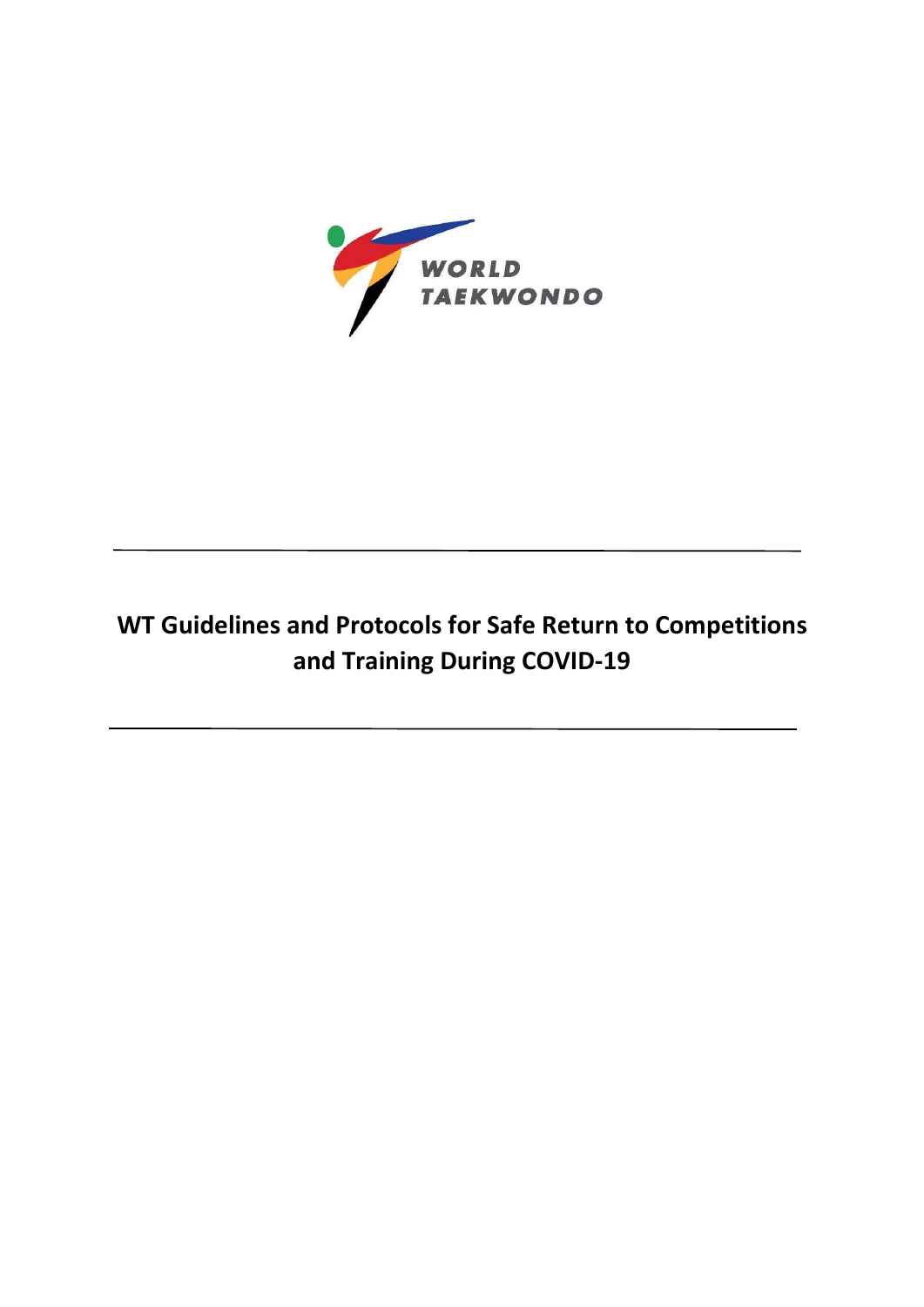WORLD TAEKWONDO

---

# WT Guidelines and Protocols for Safe Return to Competitions and Training During COVID-19

---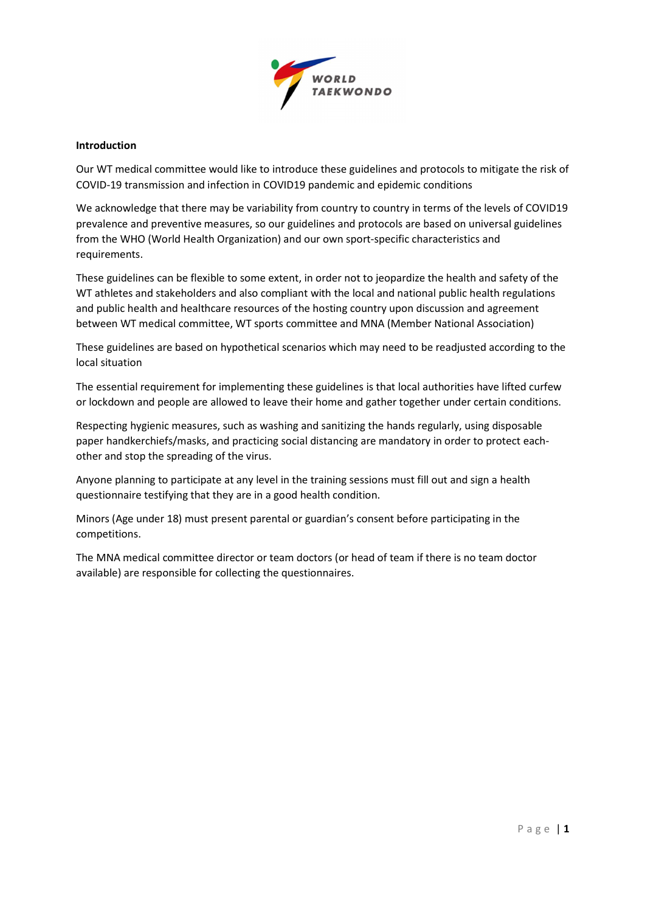**Introduction**

Our WT medical committee would like to introduce these guidelines and protocols to mitigate the risk of COVID-19 transmission and infection in COVID19 pandemic and epidemic conditions

We acknowledge that there may be variability from country to country in terms of the levels of COVID19 prevalence and preventive measures, so our guidelines and protocols are based on universal guidelines from the WHO (World Health Organization) and our own sport-specific characteristics and requirements.

These guidelines can be flexible to some extent, in order not to jeopardize the health and safety of the WT athletes and stakeholders and also compliant with the local and national public health regulations and public health and healthcare resources of the hosting country upon discussion and agreement between WT medical committee, WT sports committee and MNA (Member National Association)

These guidelines are based on hypothetical scenarios which may need to be readjusted according to the local situation

The essential requirement for implementing these guidelines is that local authorities have lifted curfew or lockdown and people are allowed to leave their home and gather together under certain conditions.

Respecting hygienic measures, such as washing and sanitizing the hands regularly, using disposable paper handkerchiefs/masks, and practicing social distancing are mandatory in order to protect each-other and stop the spreading of the virus.

Anyone planning to participate at any level in the training sessions must fill out and sign a health questionnaire testifying that they are in a good health condition.

Minors (Age under 18) must present parental or guardian's consent before participating in the competitions.

The MNA medical committee director or team doctors (or head of team if there is no team doctor available) are responsible for collecting the questionnaires.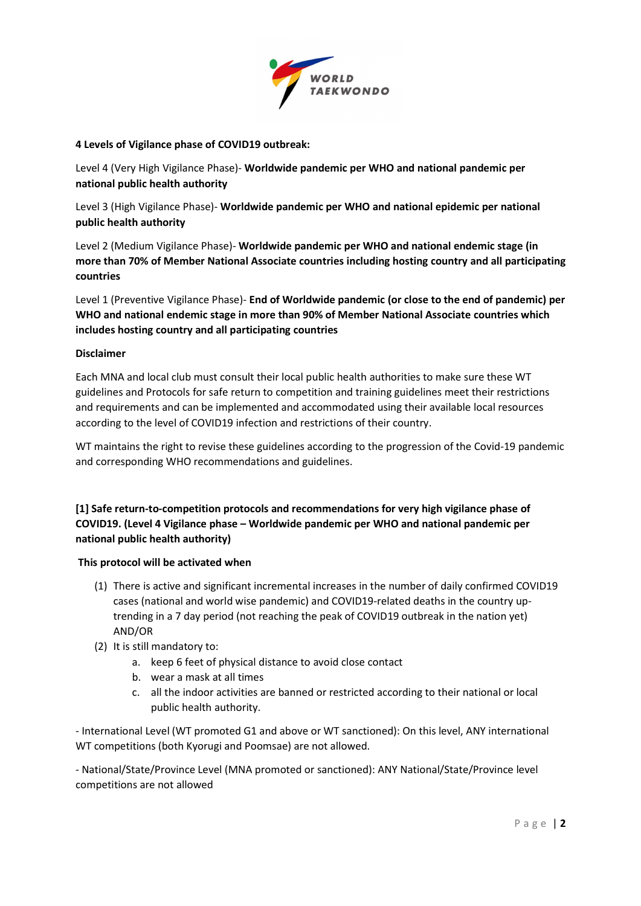**4 Levels of Vigilance phase of COVID19 outbreak:**

Level 4 (Very High Vigilance Phase)- **Worldwide pandemic per WHO and national pandemic per national public health authority**

Level 3 (High Vigilance Phase)- **Worldwide pandemic per WHO and national epidemic per national public health authority**

Level 2 (Medium Vigilance Phase)- **Worldwide pandemic per WHO and national endemic stage (in more than 70% of Member National Associate countries including hosting country and all participating countries**

Level 1 (Preventive Vigilance Phase)- **End of Worldwide pandemic (or close to the end of pandemic) per WHO and national endemic stage in more than 90% of Member National Associate countries which includes hosting country and all participating countries**

**Disclaimer**

Each MNA and local club must consult their local public health authorities to make sure these WT guidelines and Protocols for safe return to competition and training guidelines meet their restrictions and requirements and can be implemented and accommodated using their available local resources according to the level of COVID19 infection and restrictions of their country.

WT maintains the right to revise these guidelines according to the progression of the Covid-19 pandemic and corresponding WHO recommendations and guidelines.

**[1] Safe return-to-competition protocols and recommendations for very high vigilance phase of COVID19. (Level 4 Vigilance phase – Worldwide pandemic per WHO and national pandemic per national public health authority)**

**This protocol will be activated when**

(1) There is active and significant incremental increases in the number of daily confirmed COVID19 cases (national and world wise pandemic) and COVID19-related deaths in the country up-trending in a 7 day period (not reaching the peak of COVID19 outbreak in the nation yet) AND/OR
(2) It is still mandatory to:
    a. keep 6 feet of physical distance to avoid close contact
    b. wear a mask at all times
    c. all the indoor activities are banned or restricted according to their national or local public health authority.

- International Level (WT promoted G1 and above or WT sanctioned): On this level, ANY international WT competitions (both Kyorugi and Poomsae) are not allowed.

- National/State/Province Level (MNA promoted or sanctioned): ANY National/State/Province level competitions are not allowed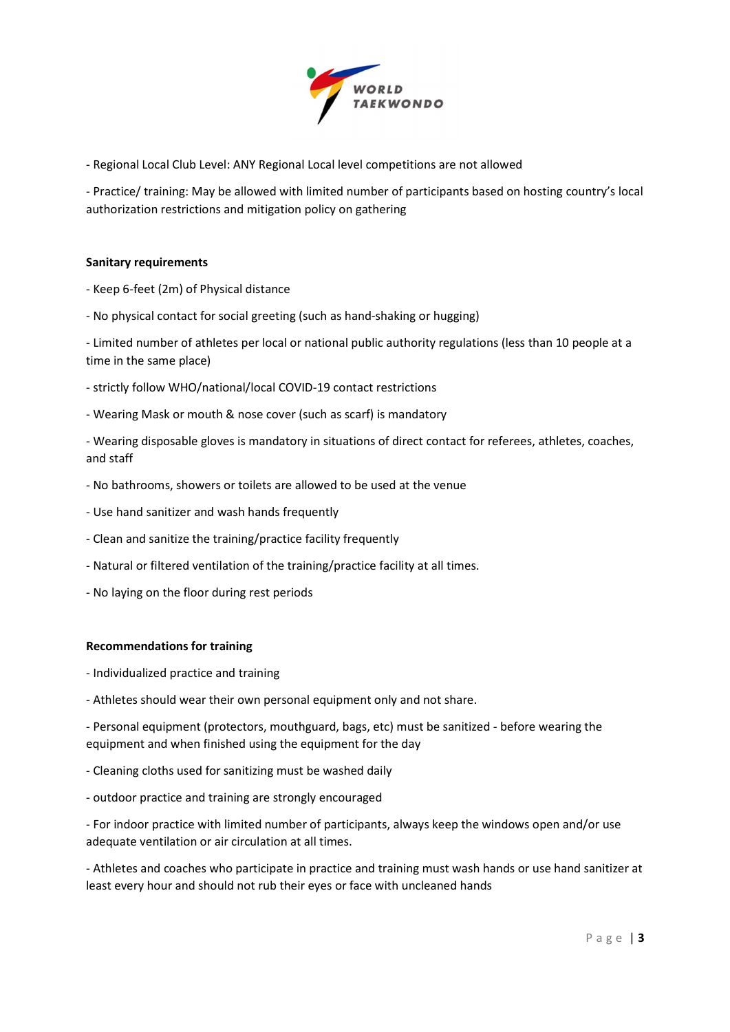- Regional Local Club Level: ANY Regional Local level competitions are not allowed

- Practice/ training: May be allowed with limited number of participants based on hosting country's local authorization restrictions and mitigation policy on gathering

**Sanitary requirements**

- Keep 6-feet (2m) of Physical distance

- No physical contact for social greeting (such as hand-shaking or hugging)

- Limited number of athletes per local or national public authority regulations (less than 10 people at a time in the same place)

- strictly follow WHO/national/local COVID-19 contact restrictions

- Wearing Mask or mouth & nose cover (such as scarf) is mandatory

- Wearing disposable gloves is mandatory in situations of direct contact for referees, athletes, coaches, and staff

- No bathrooms, showers or toilets are allowed to be used at the venue

- Use hand sanitizer and wash hands frequently

- Clean and sanitize the training/practice facility frequently

- Natural or filtered ventilation of the training/practice facility at all times.

- No laying on the floor during rest periods

**Recommendations for training**

- Individualized practice and training

- Athletes should wear their own personal equipment only and not share.

- Personal equipment (protectors, mouthguard, bags, etc) must be sanitized - before wearing the equipment and when finished using the equipment for the day

- Cleaning cloths used for sanitizing must be washed daily

- outdoor practice and training are strongly encouraged

- For indoor practice with limited number of participants, always keep the windows open and/or use adequate ventilation or air circulation at all times.

- Athletes and coaches who participate in practice and training must wash hands or use hand sanitizer at least every hour and should not rub their eyes or face with uncleaned hands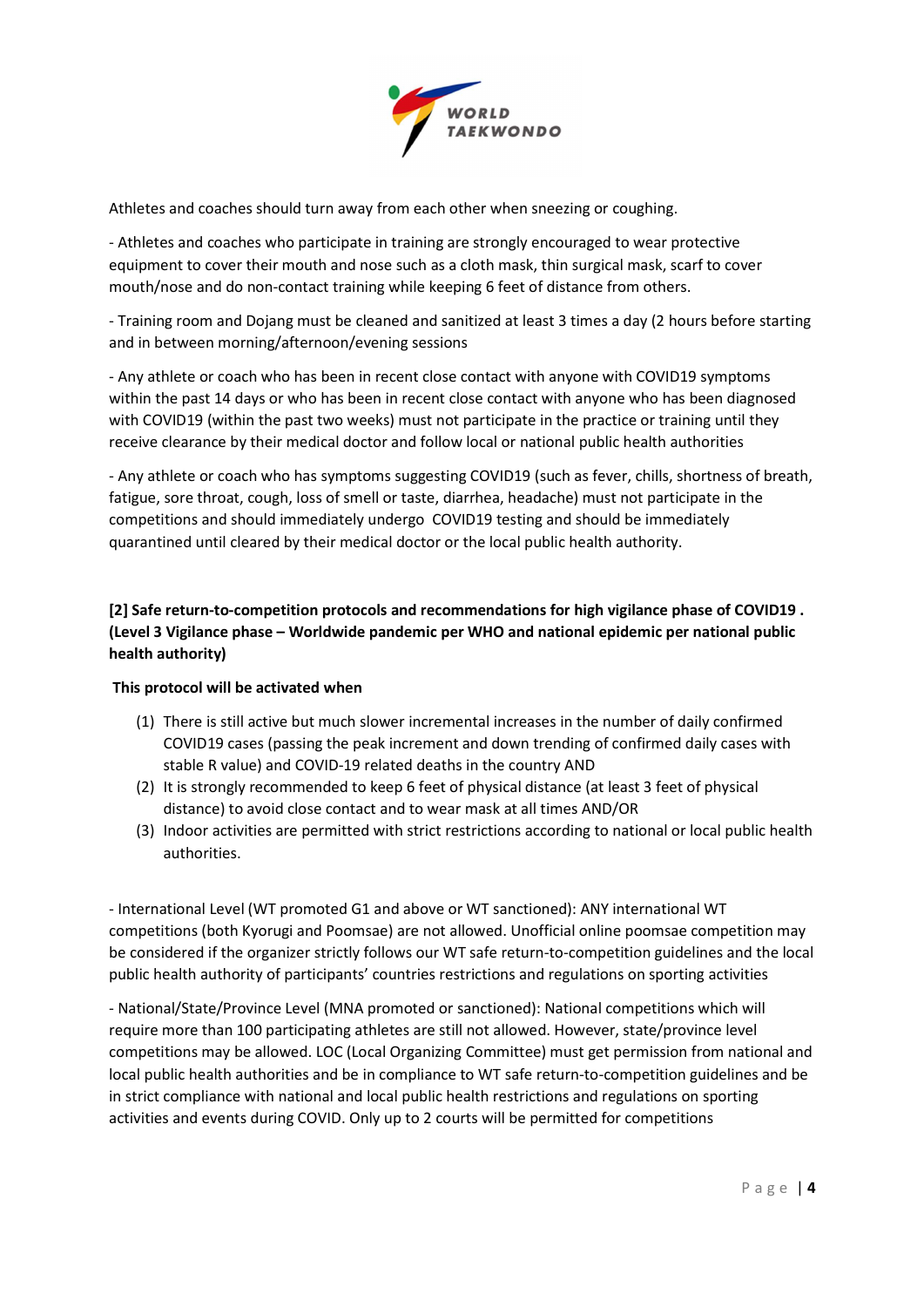Athletes and coaches should turn away from each other when sneezing or coughing.

- Athletes and coaches who participate in training are strongly encouraged to wear protective equipment to cover their mouth and nose such as a cloth mask, thin surgical mask, scarf to cover mouth/nose and do non-contact training while keeping 6 feet of distance from others.

- Training room and Dojang must be cleaned and sanitized at least 3 times a day (2 hours before starting and in between morning/afternoon/evening sessions

- Any athlete or coach who has been in recent close contact with anyone with COVID19 symptoms within the past 14 days or who has been in recent close contact with anyone who has been diagnosed with COVID19 (within the past two weeks) must not participate in the practice or training until they receive clearance by their medical doctor and follow local or national public health authorities

- Any athlete or coach who has symptoms suggesting COVID19 (such as fever, chills, shortness of breath, fatigue, sore throat, cough, loss of smell or taste, diarrhea, headache) must not participate in the competitions and should immediately undergo COVID19 testing and should be immediately quarantined until cleared by their medical doctor or the local public health authority.

**[2] Safe return-to-competition protocols and recommendations for high vigilance phase of COVID19 . (Level 3 Vigilance phase – Worldwide pandemic per WHO and national epidemic per national public health authority)**

**This protocol will be activated when**

(1) There is still active but much slower incremental increases in the number of daily confirmed COVID19 cases (passing the peak increment and down trending of confirmed daily cases with stable R value) and COVID-19 related deaths in the country AND
(2) It is strongly recommended to keep 6 feet of physical distance (at least 3 feet of physical distance) to avoid close contact and to wear mask at all times AND/OR
(3) Indoor activities are permitted with strict restrictions according to national or local public health authorities.

- International Level (WT promoted G1 and above or WT sanctioned): ANY international WT competitions (both Kyorugi and Poomsae) are not allowed. Unofficial online poomsae competition may be considered if the organizer strictly follows our WT safe return-to-competition guidelines and the local public health authority of participants' countries restrictions and regulations on sporting activities

- National/State/Province Level (MNA promoted or sanctioned): National competitions which will require more than 100 participating athletes are still not allowed. However, state/province level competitions may be allowed. LOC (Local Organizing Committee) must get permission from national and local public health authorities and be in compliance to WT safe return-to-competition guidelines and be in strict compliance with national and local public health restrictions and regulations on sporting activities and events during COVID. Only up to 2 courts will be permitted for competitions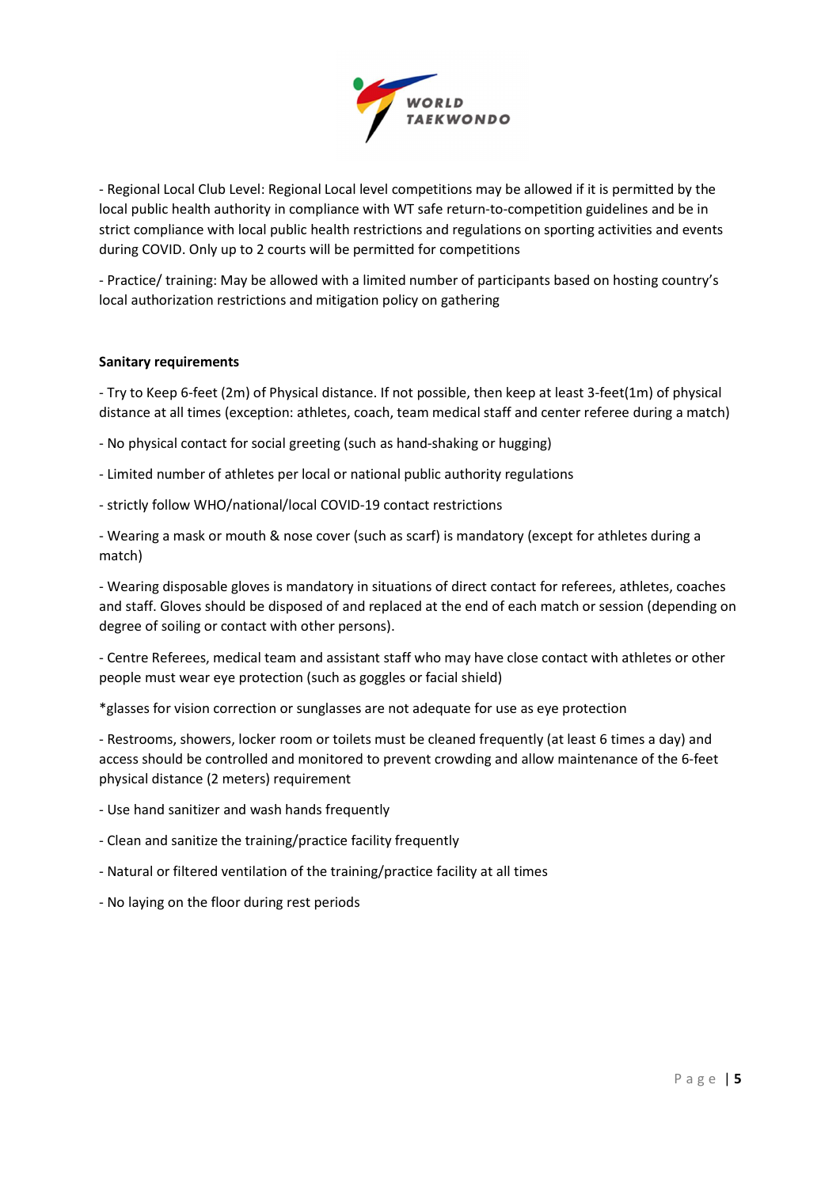- Regional Local Club Level: Regional Local level competitions may be allowed if it is permitted by the local public health authority in compliance with WT safe return-to-competition guidelines and be in strict compliance with local public health restrictions and regulations on sporting activities and events during COVID. Only up to 2 courts will be permitted for competitions

- Practice/ training: May be allowed with a limited number of participants based on hosting country's local authorization restrictions and mitigation policy on gathering

**Sanitary requirements**

- Try to Keep 6-feet (2m) of Physical distance. If not possible, then keep at least 3-feet(1m) of physical distance at all times (exception: athletes, coach, team medical staff and center referee during a match)

- No physical contact for social greeting (such as hand-shaking or hugging)

- Limited number of athletes per local or national public authority regulations

- strictly follow WHO/national/local COVID-19 contact restrictions

- Wearing a mask or mouth & nose cover (such as scarf) is mandatory (except for athletes during a match)

- Wearing disposable gloves is mandatory in situations of direct contact for referees, athletes, coaches and staff. Gloves should be disposed of and replaced at the end of each match or session (depending on degree of soiling or contact with other persons).

- Centre Referees, medical team and assistant staff who may have close contact with athletes or other people must wear eye protection (such as goggles or facial shield)

*glasses for vision correction or sunglasses are not adequate for use as eye protection

- Restrooms, showers, locker room or toilets must be cleaned frequently (at least 6 times a day) and access should be controlled and monitored to prevent crowding and allow maintenance of the 6-feet physical distance (2 meters) requirement

- Use hand sanitizer and wash hands frequently

- Clean and sanitize the training/practice facility frequently

- Natural or filtered ventilation of the training/practice facility at all times

- No laying on the floor during rest periods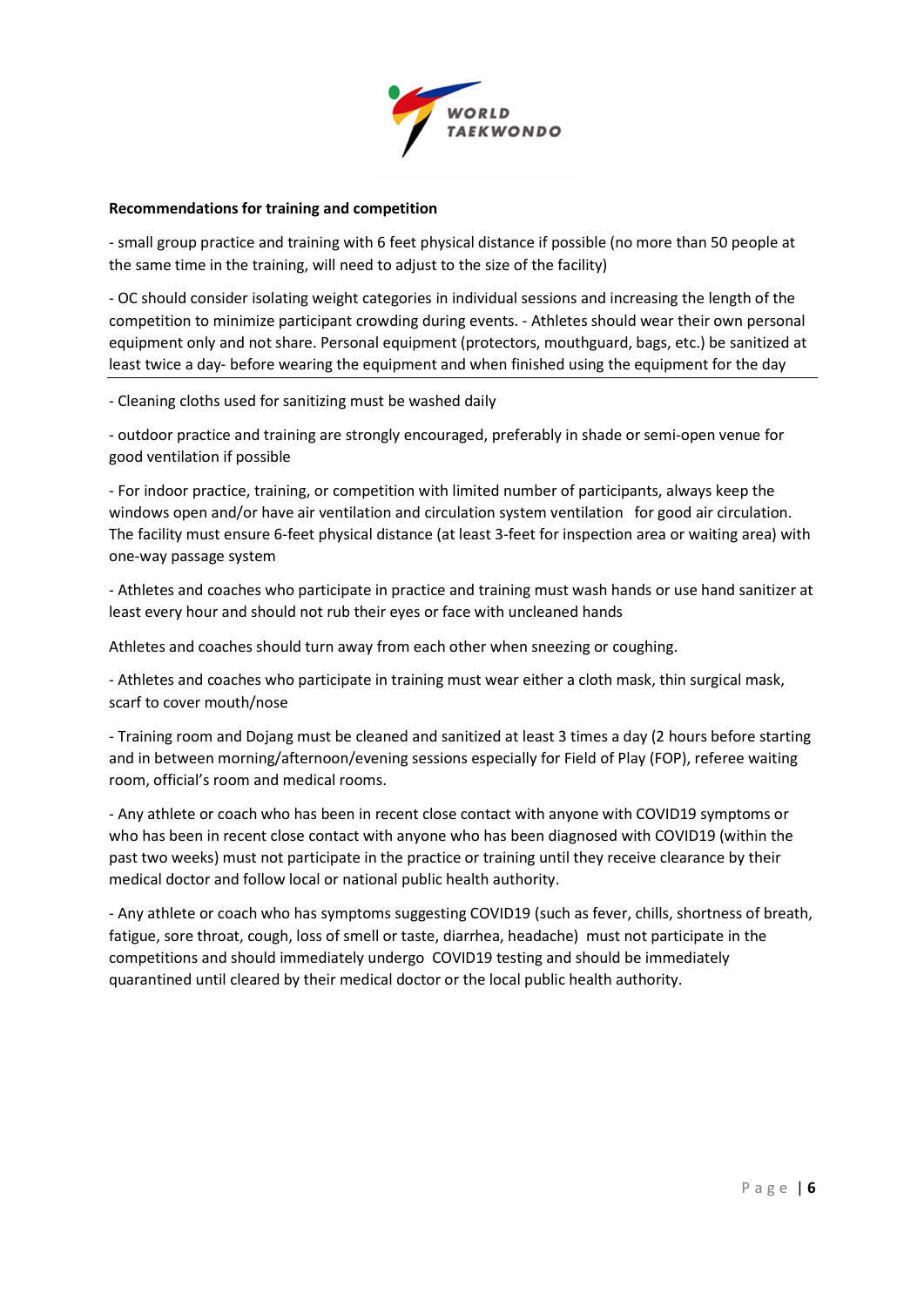**Recommendations for training and competition**

- small group practice and training with 6 feet physical distance if possible (no more than 50 people at the same time in the training, will need to adjust to the size of the facility)

- OC should consider isolating weight categories in individual sessions and increasing the length of the competition to minimize participant crowding during events. - Athletes should wear their own personal equipment only and not share. Personal equipment (protectors, mouthguard, bags, etc.) be sanitized at least twice a day- before wearing the equipment and when finished using the equipment for the day

- Cleaning cloths used for sanitizing must be washed daily

- outdoor practice and training are strongly encouraged, preferably in shade or semi-open venue for good ventilation if possible

- For indoor practice, training, or competition with limited number of participants, always keep the windows open and/or have air ventilation and circulation system ventilation for good air circulation. The facility must ensure 6-feet physical distance (at least 3-feet for inspection area or waiting area) with one-way passage system

- Athletes and coaches who participate in practice and training must wash hands or use hand sanitizer at least every hour and should not rub their eyes or face with uncleaned hands

Athletes and coaches should turn away from each other when sneezing or coughing.

- Athletes and coaches who participate in training must wear either a cloth mask, thin surgical mask, scarf to cover mouth/nose

- Training room and Dojang must be cleaned and sanitized at least 3 times a day (2 hours before starting and in between morning/afternoon/evening sessions especially for Field of Play (FOP), referee waiting room, official's room and medical rooms.

- Any athlete or coach who has been in recent close contact with anyone with COVID19 symptoms or who has been in recent close contact with anyone who has been diagnosed with COVID19 (within the past two weeks) must not participate in the practice or training until they receive clearance by their medical doctor and follow local or national public health authority.

- Any athlete or coach who has symptoms suggesting COVID19 (such as fever, chills, shortness of breath, fatigue, sore throat, cough, loss of smell or taste, diarrhea, headache) must not participate in the competitions and should immediately undergo COVID19 testing and should be immediately quarantined until cleared by their medical doctor or the local public health authority.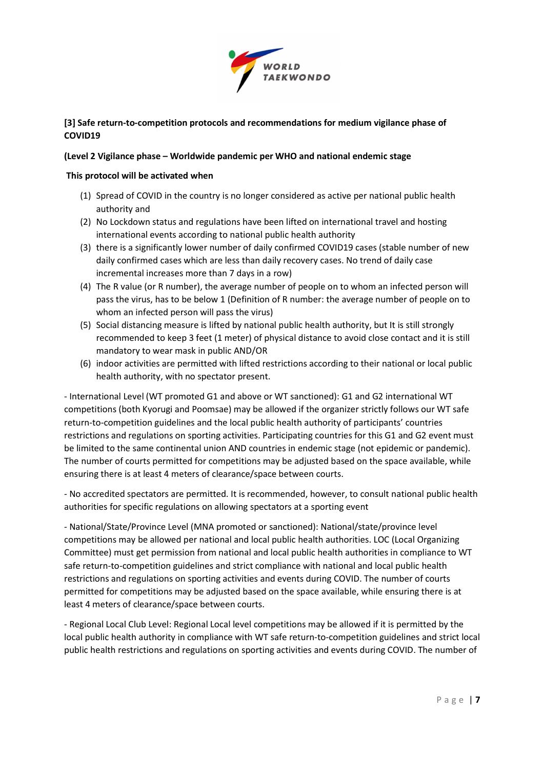**[3] Safe return-to-competition protocols and recommendations for medium vigilance phase of COVID19**

**(Level 2 Vigilance phase – Worldwide pandemic per WHO and national endemic stage**

**This protocol will be activated when**

(1) Spread of COVID in the country is no longer considered as active per national public health authority and
(2) No Lockdown status and regulations have been lifted on international travel and hosting international events according to national public health authority
(3) there is a significantly lower number of daily confirmed COVID19 cases (stable number of new daily confirmed cases which are less than daily recovery cases. No trend of daily case incremental increases more than 7 days in a row)
(4) The R value (or R number), the average number of people on to whom an infected person will pass the virus, has to be below 1 (Definition of R number: the average number of people on to whom an infected person will pass the virus)
(5) Social distancing measure is lifted by national public health authority, but It is still strongly recommended to keep 3 feet (1 meter) of physical distance to avoid close contact and it is still mandatory to wear mask in public AND/OR
(6) indoor activities are permitted with lifted restrictions according to their national or local public health authority, with no spectator present.

- International Level (WT promoted G1 and above or WT sanctioned): G1 and G2 international WT competitions (both Kyorugi and Poomsae) may be allowed if the organizer strictly follows our WT safe return-to-competition guidelines and the local public health authority of participants' countries restrictions and regulations on sporting activities. Participating countries for this G1 and G2 event must be limited to the same continental union AND countries in endemic stage (not epidemic or pandemic). The number of courts permitted for competitions may be adjusted based on the space available, while ensuring there is at least 4 meters of clearance/space between courts.

- No accredited spectators are permitted. It is recommended, however, to consult national public health authorities for specific regulations on allowing spectators at a sporting event

- National/State/Province Level (MNA promoted or sanctioned): National/state/province level competitions may be allowed per national and local public health authorities. LOC (Local Organizing Committee) must get permission from national and local public health authorities in compliance to WT safe return-to-competition guidelines and strict compliance with national and local public health restrictions and regulations on sporting activities and events during COVID. The number of courts permitted for competitions may be adjusted based on the space available, while ensuring there is at least 4 meters of clearance/space between courts.

- Regional Local Club Level: Regional Local level competitions may be allowed if it is permitted by the local public health authority in compliance with WT safe return-to-competition guidelines and strict local public health restrictions and regulations on sporting activities and events during COVID. The number of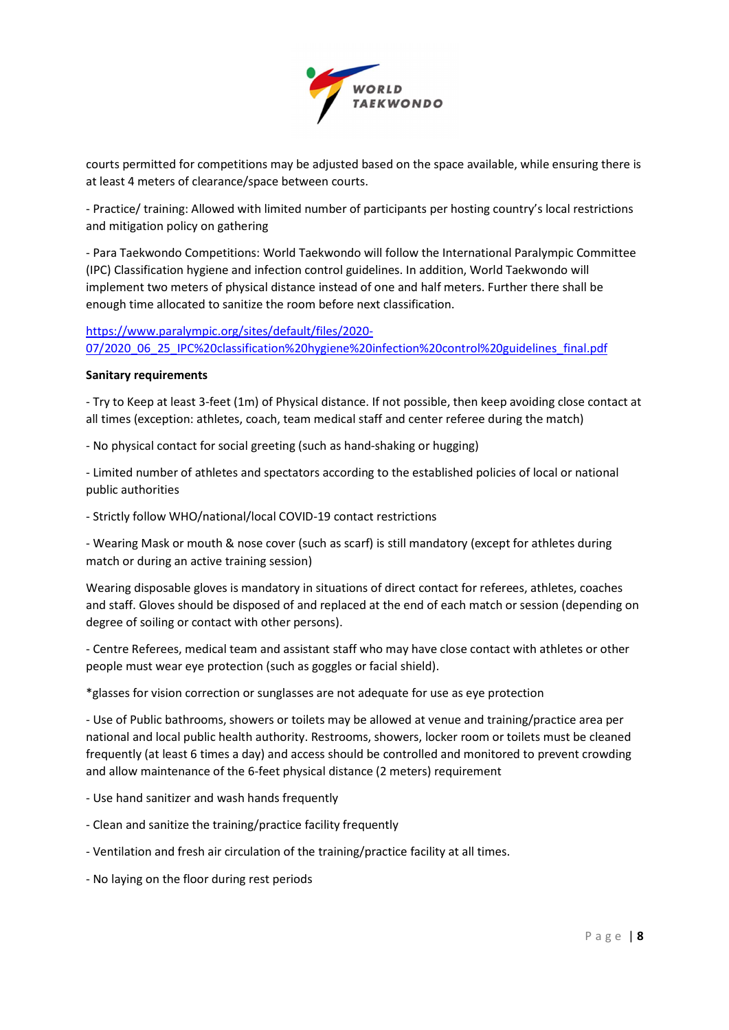courts permitted for competitions may be adjusted based on the space available, while ensuring there is at least 4 meters of clearance/space between courts.

- Practice/ training: Allowed with limited number of participants per hosting country's local restrictions and mitigation policy on gathering

- Para Taekwondo Competitions: World Taekwondo will follow the International Paralympic Committee (IPC) Classification hygiene and infection control guidelines. In addition, World Taekwondo will implement two meters of physical distance instead of one and half meters. Further there shall be enough time allocated to sanitize the room before next classification.

https://www.paralympic.org/sites/default/files/2020-07/2020_06_25_IPC%20classification%20hygiene%20infection%20control%20guidelines_final.pdf

**Sanitary requirements**

- Try to Keep at least 3-feet (1m) of Physical distance. If not possible, then keep avoiding close contact at all times (exception: athletes, coach, team medical staff and center referee during the match)

- No physical contact for social greeting (such as hand-shaking or hugging)

- Limited number of athletes and spectators according to the established policies of local or national public authorities

- Strictly follow WHO/national/local COVID-19 contact restrictions

- Wearing Mask or mouth & nose cover (such as scarf) is still mandatory (except for athletes during match or during an active training session)

Wearing disposable gloves is mandatory in situations of direct contact for referees, athletes, coaches and staff. Gloves should be disposed of and replaced at the end of each match or session (depending on degree of soiling or contact with other persons).

- Centre Referees, medical team and assistant staff who may have close contact with athletes or other people must wear eye protection (such as goggles or facial shield).

*glasses for vision correction or sunglasses are not adequate for use as eye protection

- Use of Public bathrooms, showers or toilets may be allowed at venue and training/practice area per national and local public health authority. Restrooms, showers, locker room or toilets must be cleaned frequently (at least 6 times a day) and access should be controlled and monitored to prevent crowding and allow maintenance of the 6-feet physical distance (2 meters) requirement

- Use hand sanitizer and wash hands frequently

- Clean and sanitize the training/practice facility frequently

- Ventilation and fresh air circulation of the training/practice facility at all times.

- No laying on the floor during rest periods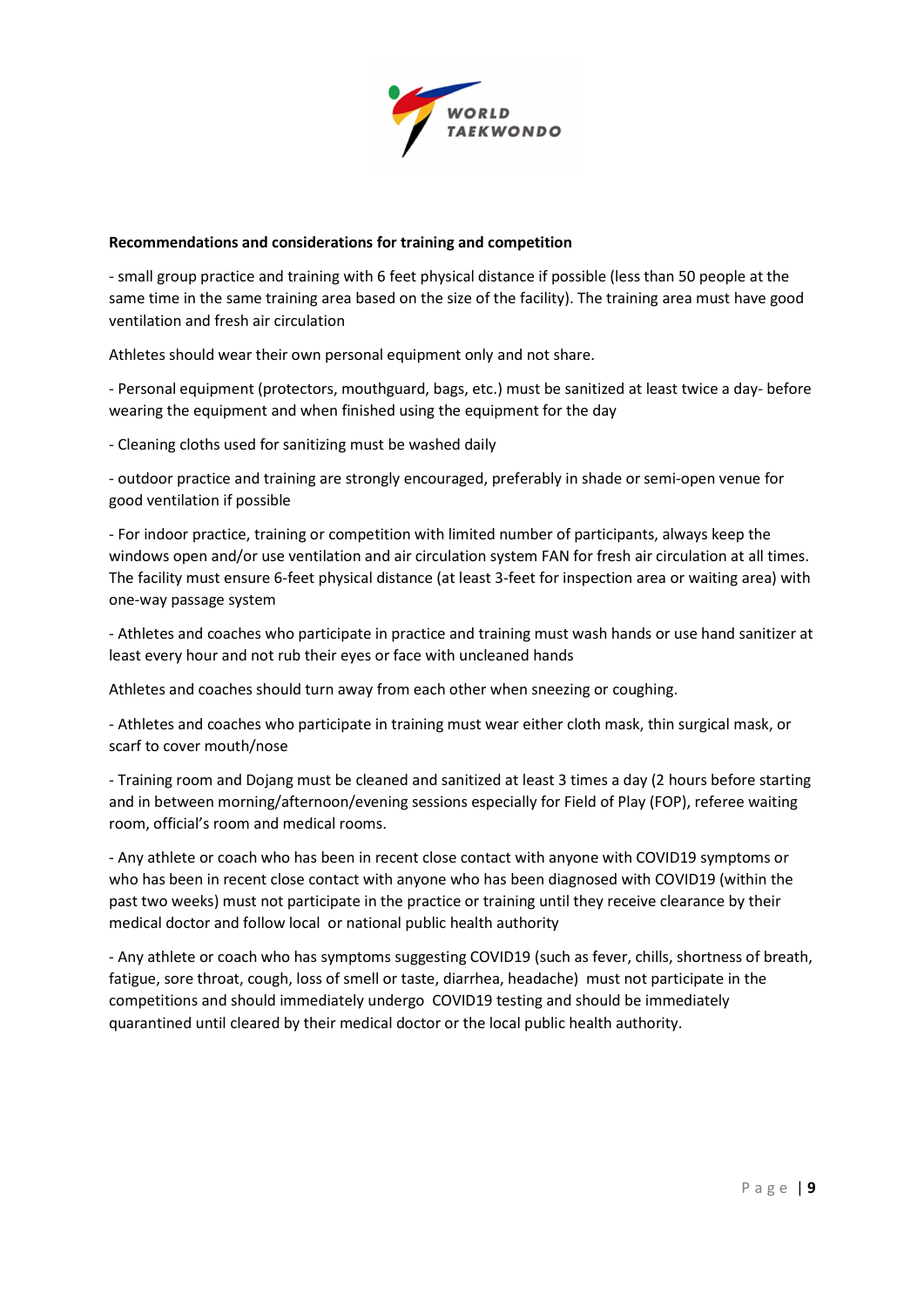**Recommendations and considerations for training and competition**

- small group practice and training with 6 feet physical distance if possible (less than 50 people at the same time in the same training area based on the size of the facility). The training area must have good ventilation and fresh air circulation

Athletes should wear their own personal equipment only and not share.

- Personal equipment (protectors, mouthguard, bags, etc.) must be sanitized at least twice a day- before wearing the equipment and when finished using the equipment for the day

- Cleaning cloths used for sanitizing must be washed daily

- outdoor practice and training are strongly encouraged, preferably in shade or semi-open venue for good ventilation if possible

- For indoor practice, training or competition with limited number of participants, always keep the windows open and/or use ventilation and air circulation system FAN for fresh air circulation at all times. The facility must ensure 6-feet physical distance (at least 3-feet for inspection area or waiting area) with one-way passage system

- Athletes and coaches who participate in practice and training must wash hands or use hand sanitizer at least every hour and not rub their eyes or face with uncleaned hands

Athletes and coaches should turn away from each other when sneezing or coughing.

- Athletes and coaches who participate in training must wear either cloth mask, thin surgical mask, or scarf to cover mouth/nose

- Training room and Dojang must be cleaned and sanitized at least 3 times a day (2 hours before starting and in between morning/afternoon/evening sessions especially for Field of Play (FOP), referee waiting room, official's room and medical rooms.

- Any athlete or coach who has been in recent close contact with anyone with COVID19 symptoms or who has been in recent close contact with anyone who has been diagnosed with COVID19 (within the past two weeks) must not participate in the practice or training until they receive clearance by their medical doctor and follow local or national public health authority

- Any athlete or coach who has symptoms suggesting COVID19 (such as fever, chills, shortness of breath, fatigue, sore throat, cough, loss of smell or taste, diarrhea, headache) must not participate in the competitions and should immediately undergo COVID19 testing and should be immediately quarantined until cleared by their medical doctor or the local public health authority.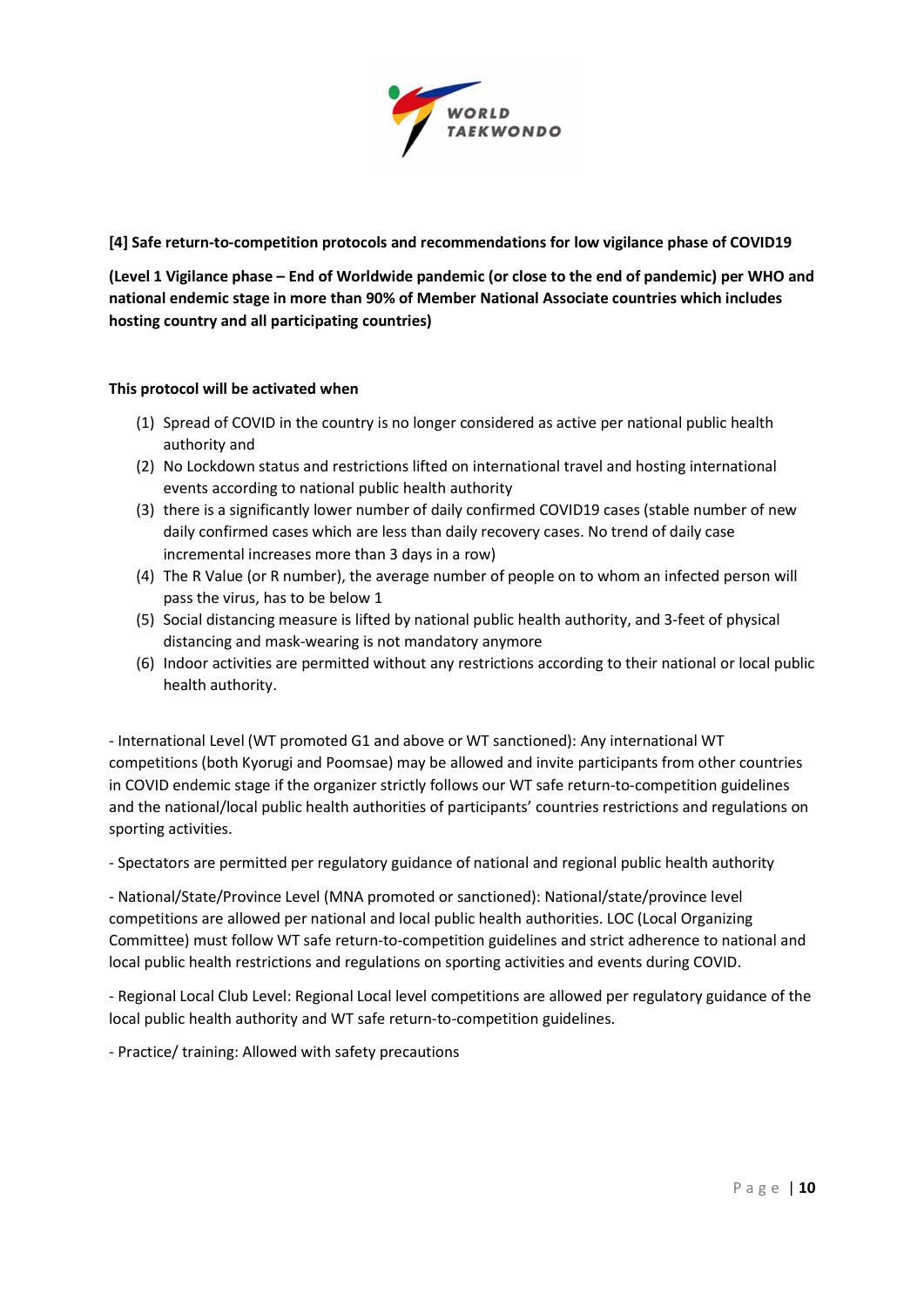**[4] Safe return-to-competition protocols and recommendations for low vigilance phase of COVID19**

**(Level 1 Vigilance phase – End of Worldwide pandemic (or close to the end of pandemic) per WHO and national endemic stage in more than 90% of Member National Associate countries which includes hosting country and all participating countries)**

**This protocol will be activated when**

(1) Spread of COVID in the country is no longer considered as active per national public health authority and
(2) No Lockdown status and restrictions lifted on international travel and hosting international events according to national public health authority
(3) there is a significantly lower number of daily confirmed COVID19 cases (stable number of new daily confirmed cases which are less than daily recovery cases. No trend of daily case incremental increases more than 3 days in a row)
(4) The R Value (or R number), the average number of people on to whom an infected person will pass the virus, has to be below 1
(5) Social distancing measure is lifted by national public health authority, and 3-feet of physical distancing and mask-wearing is not mandatory anymore
(6) Indoor activities are permitted without any restrictions according to their national or local public health authority.

- International Level (WT promoted G1 and above or WT sanctioned): Any international WT competitions (both Kyorugi and Poomsae) may be allowed and invite participants from other countries in COVID endemic stage if the organizer strictly follows our WT safe return-to-competition guidelines and the national/local public health authorities of participants' countries restrictions and regulations on sporting activities.

- Spectators are permitted per regulatory guidance of national and regional public health authority

- National/State/Province Level (MNA promoted or sanctioned): National/state/province level competitions are allowed per national and local public health authorities. LOC (Local Organizing Committee) must follow WT safe return-to-competition guidelines and strict adherence to national and local public health restrictions and regulations on sporting activities and events during COVID.

- Regional Local Club Level: Regional Local level competitions are allowed per regulatory guidance of the local public health authority and WT safe return-to-competition guidelines.

- Practice/ training: Allowed with safety precautions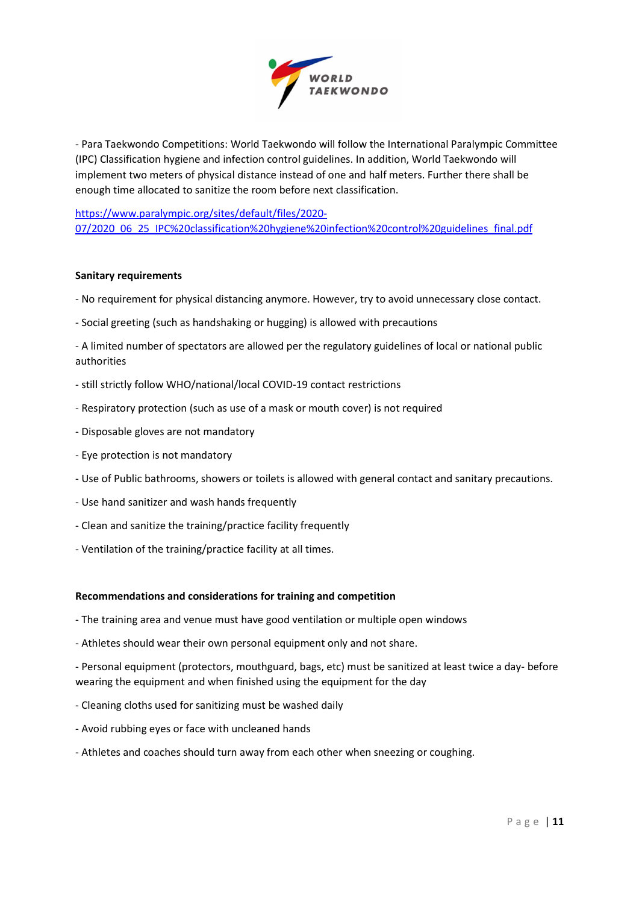- Para Taekwondo Competitions: World Taekwondo will follow the International Paralympic Committee (IPC) Classification hygiene and infection control guidelines. In addition, World Taekwondo will implement two meters of physical distance instead of one and half meters. Further there shall be enough time allocated to sanitize the room before next classification.

https://www.paralympic.org/sites/default/files/2020-07/2020_06_25_IPC%20classification%20hygiene%20infection%20control%20guidelines_final.pdf

**Sanitary requirements**

- No requirement for physical distancing anymore. However, try to avoid unnecessary close contact.
- Social greeting (such as handshaking or hugging) is allowed with precautions
- A limited number of spectators are allowed per the regulatory guidelines of local or national public authorities
- still strictly follow WHO/national/local COVID-19 contact restrictions
- Respiratory protection (such as use of a mask or mouth cover) is not required
- Disposable gloves are not mandatory
- Eye protection is not mandatory
- Use of Public bathrooms, showers or toilets is allowed with general contact and sanitary precautions.
- Use hand sanitizer and wash hands frequently
- Clean and sanitize the training/practice facility frequently
- Ventilation of the training/practice facility at all times.

**Recommendations and considerations for training and competition**

- The training area and venue must have good ventilation or multiple open windows
- Athletes should wear their own personal equipment only and not share.
- Personal equipment (protectors, mouthguard, bags, etc) must be sanitized at least twice a day- before wearing the equipment and when finished using the equipment for the day
- Cleaning cloths used for sanitizing must be washed daily
- Avoid rubbing eyes or face with uncleaned hands
- Athletes and coaches should turn away from each other when sneezing or coughing.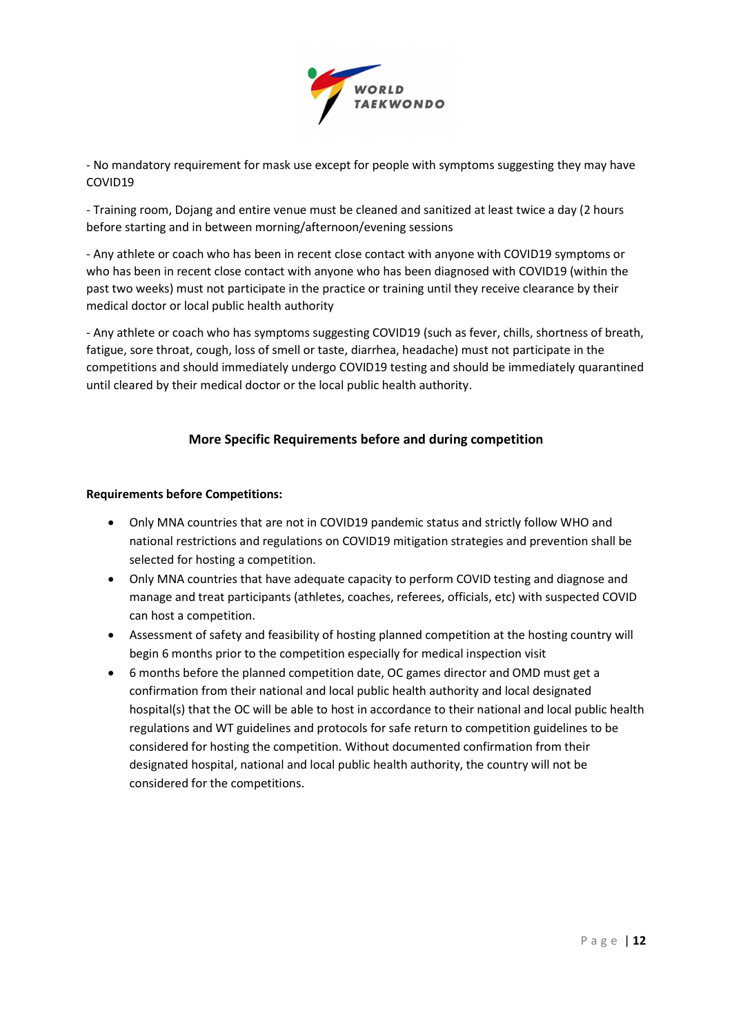- No mandatory requirement for mask use except for people with symptoms suggesting they may have COVID19

- Training room, Dojang and entire venue must be cleaned and sanitized at least twice a day (2 hours before starting and in between morning/afternoon/evening sessions

- Any athlete or coach who has been in recent close contact with anyone with COVID19 symptoms or who has been in recent close contact with anyone who has been diagnosed with COVID19 (within the past two weeks) must not participate in the practice or training until they receive clearance by their medical doctor or local public health authority

- Any athlete or coach who has symptoms suggesting COVID19 (such as fever, chills, shortness of breath, fatigue, sore throat, cough, loss of smell or taste, diarrhea, headache) must not participate in the competitions and should immediately undergo COVID19 testing and should be immediately quarantined until cleared by their medical doctor or the local public health authority.

## More Specific Requirements before and during competition

**Requirements before Competitions:**

- Only MNA countries that are not in COVID19 pandemic status and strictly follow WHO and national restrictions and regulations on COVID19 mitigation strategies and prevention shall be selected for hosting a competition.
- Only MNA countries that have adequate capacity to perform COVID testing and diagnose and manage and treat participants (athletes, coaches, referees, officials, etc) with suspected COVID can host a competition.
- Assessment of safety and feasibility of hosting planned competition at the hosting country will begin 6 months prior to the competition especially for medical inspection visit
- 6 months before the planned competition date, OC games director and OMD must get a confirmation from their national and local public health authority and local designated hospital(s) that the OC will be able to host in accordance to their national and local public health regulations and WT guidelines and protocols for safe return to competition guidelines to be considered for hosting the competition. Without documented confirmation from their designated hospital, national and local public health authority, the country will not be considered for the competitions.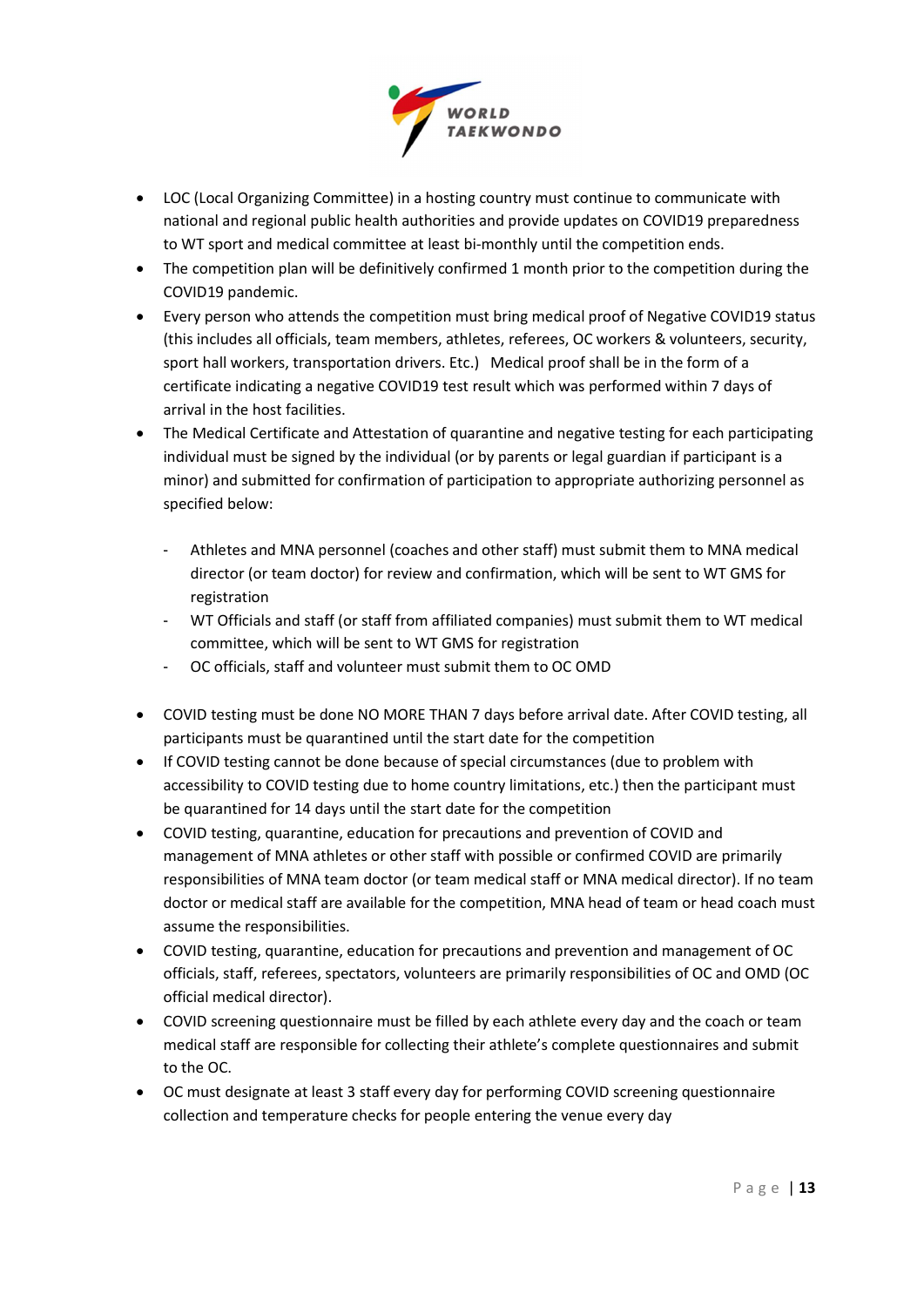- LOC (Local Organizing Committee) in a hosting country must continue to communicate with national and regional public health authorities and provide updates on COVID19 preparedness to WT sport and medical committee at least bi-monthly until the competition ends.
- The competition plan will be definitively confirmed 1 month prior to the competition during the COVID19 pandemic.
- Every person who attends the competition must bring medical proof of Negative COVID19 status (this includes all officials, team members, athletes, referees, OC workers & volunteers, security, sport hall workers, transportation drivers. Etc.)  Medical proof shall be in the form of a certificate indicating a negative COVID19 test result which was performed within 7 days of arrival in the host facilities.
- The Medical Certificate and Attestation of quarantine and negative testing for each participating individual must be signed by the individual (or by parents or legal guardian if participant is a minor) and submitted for confirmation of participation to appropriate authorizing personnel as specified below:

    - Athletes and MNA personnel (coaches and other staff) must submit them to MNA medical director (or team doctor) for review and confirmation, which will be sent to WT GMS for registration
    - WT Officials and staff (or staff from affiliated companies) must submit them to WT medical committee, which will be sent to WT GMS for registration
    - OC officials, staff and volunteer must submit them to OC OMD

- COVID testing must be done NO MORE THAN 7 days before arrival date. After COVID testing, all participants must be quarantined until the start date for the competition
- If COVID testing cannot be done because of special circumstances (due to problem with accessibility to COVID testing due to home country limitations, etc.) then the participant must be quarantined for 14 days until the start date for the competition
- COVID testing, quarantine, education for precautions and prevention of COVID and management of MNA athletes or other staff with possible or confirmed COVID are primarily responsibilities of MNA team doctor (or team medical staff or MNA medical director). If no team doctor or medical staff are available for the competition, MNA head of team or head coach must assume the responsibilities.
- COVID testing, quarantine, education for precautions and prevention and management of OC officials, staff, referees, spectators, volunteers are primarily responsibilities of OC and OMD (OC official medical director).
- COVID screening questionnaire must be filled by each athlete every day and the coach or team medical staff are responsible for collecting their athlete's complete questionnaires and submit to the OC.
- OC must designate at least 3 staff every day for performing COVID screening questionnaire collection and temperature checks for people entering the venue every day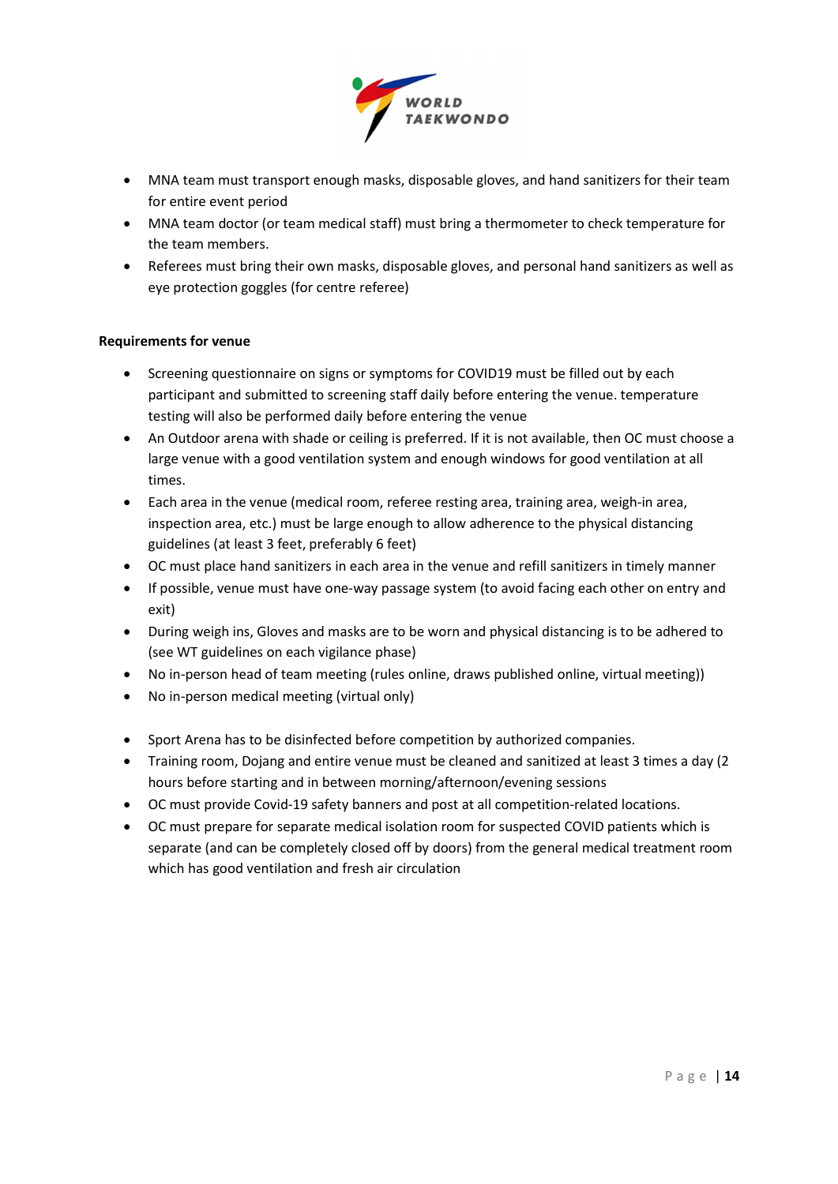- MNA team must transport enough masks, disposable gloves, and hand sanitizers for their team for entire event period
- MNA team doctor (or team medical staff) must bring a thermometer to check temperature for the team members.
- Referees must bring their own masks, disposable gloves, and personal hand sanitizers as well as eye protection goggles (for centre referee)

**Requirements for venue**

- Screening questionnaire on signs or symptoms for COVID19 must be filled out by each participant and submitted to screening staff daily before entering the venue. temperature testing will also be performed daily before entering the venue
- An Outdoor arena with shade or ceiling is preferred. If it is not available, then OC must choose a large venue with a good ventilation system and enough windows for good ventilation at all times.
- Each area in the venue (medical room, referee resting area, training area, weigh-in area, inspection area, etc.) must be large enough to allow adherence to the physical distancing guidelines (at least 3 feet, preferably 6 feet)
- OC must place hand sanitizers in each area in the venue and refill sanitizers in timely manner
- If possible, venue must have one-way passage system (to avoid facing each other on entry and exit)
- During weigh ins, Gloves and masks are to be worn and physical distancing is to be adhered to (see WT guidelines on each vigilance phase)
- No in-person head of team meeting (rules online, draws published online, virtual meeting))
- No in-person medical meeting (virtual only)

- Sport Arena has to be disinfected before competition by authorized companies.
- Training room, Dojang and entire venue must be cleaned and sanitized at least 3 times a day (2 hours before starting and in between morning/afternoon/evening sessions
- OC must provide Covid-19 safety banners and post at all competition-related locations.
- OC must prepare for separate medical isolation room for suspected COVID patients which is separate (and can be completely closed off by doors) from the general medical treatment room which has good ventilation and fresh air circulation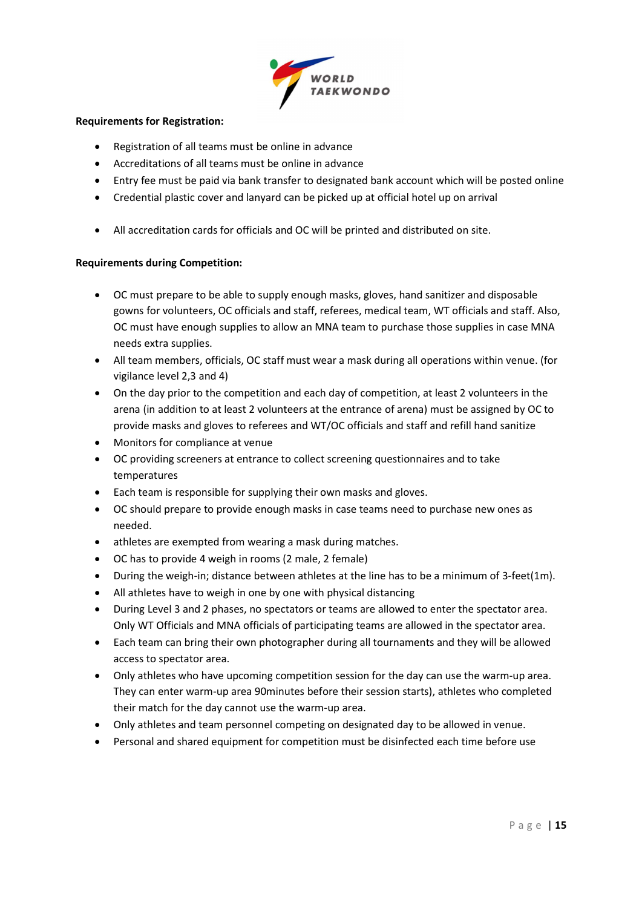**Requirements for Registration:**

- Registration of all teams must be online in advance
- Accreditations of all teams must be online in advance
- Entry fee must be paid via bank transfer to designated bank account which will be posted online
- Credential plastic cover and lanyard can be picked up at official hotel up on arrival

- All accreditation cards for officials and OC will be printed and distributed on site.

**Requirements during Competition:**

- OC must prepare to be able to supply enough masks, gloves, hand sanitizer and disposable gowns for volunteers, OC officials and staff, referees, medical team, WT officials and staff. Also, OC must have enough supplies to allow an MNA team to purchase those supplies in case MNA needs extra supplies.
- All team members, officials, OC staff must wear a mask during all operations within venue. (for vigilance level 2,3 and 4)
- On the day prior to the competition and each day of competition, at least 2 volunteers in the arena (in addition to at least 2 volunteers at the entrance of arena) must be assigned by OC to provide masks and gloves to referees and WT/OC officials and staff and refill hand sanitize
- Monitors for compliance at venue
- OC providing screeners at entrance to collect screening questionnaires and to take temperatures
- Each team is responsible for supplying their own masks and gloves.
- OC should prepare to provide enough masks in case teams need to purchase new ones as needed.
- athletes are exempted from wearing a mask during matches.
- OC has to provide 4 weigh in rooms (2 male, 2 female)
- During the weigh-in; distance between athletes at the line has to be a minimum of 3-feet(1m).
- All athletes have to weigh in one by one with physical distancing
- During Level 3 and 2 phases, no spectators or teams are allowed to enter the spectator area. Only WT Officials and MNA officials of participating teams are allowed in the spectator area.
- Each team can bring their own photographer during all tournaments and they will be allowed access to spectator area.
- Only athletes who have upcoming competition session for the day can use the warm-up area. They can enter warm-up area 90minutes before their session starts), athletes who completed their match for the day cannot use the warm-up area.
- Only athletes and team personnel competing on designated day to be allowed in venue.
- Personal and shared equipment for competition must be disinfected each time before use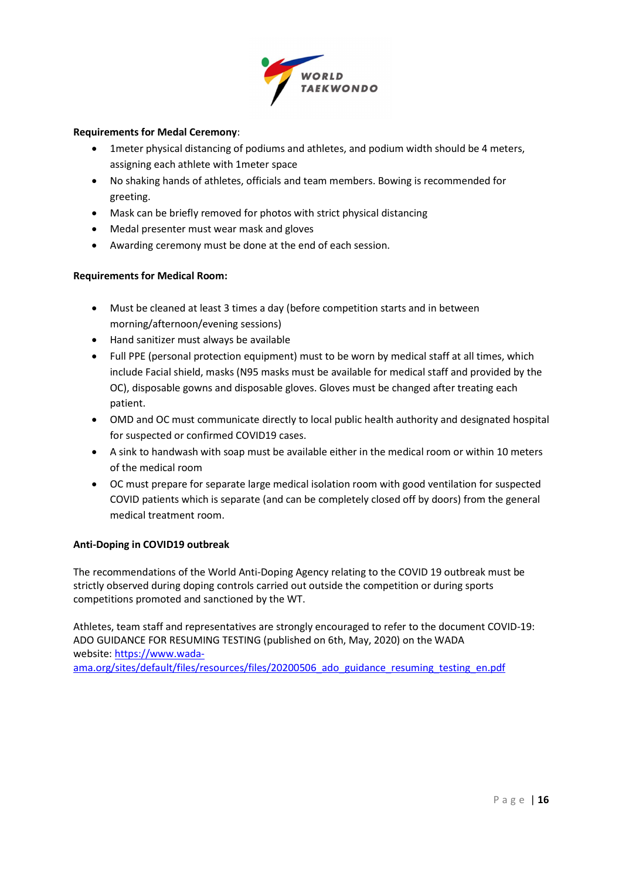**Requirements for Medal Ceremony**:

- 1meter physical distancing of podiums and athletes, and podium width should be 4 meters, assigning each athlete with 1meter space
- No shaking hands of athletes, officials and team members. Bowing is recommended for greeting.
- Mask can be briefly removed for photos with strict physical distancing
- Medal presenter must wear mask and gloves
- Awarding ceremony must be done at the end of each session.

**Requirements for Medical Room:**

- Must be cleaned at least 3 times a day (before competition starts and in between morning/afternoon/evening sessions)
- Hand sanitizer must always be available
- Full PPE (personal protection equipment) must to be worn by medical staff at all times, which include Facial shield, masks (N95 masks must be available for medical staff and provided by the OC), disposable gowns and disposable gloves. Gloves must be changed after treating each patient.
- OMD and OC must communicate directly to local public health authority and designated hospital for suspected or confirmed COVID19 cases.
- A sink to handwash with soap must be available either in the medical room or within 10 meters of the medical room
- OC must prepare for separate large medical isolation room with good ventilation for suspected COVID patients which is separate (and can be completely closed off by doors) from the general medical treatment room.

**Anti-Doping in COVID19 outbreak**

The recommendations of the World Anti-Doping Agency relating to the COVID 19 outbreak must be strictly observed during doping controls carried out outside the competition or during sports competitions promoted and sanctioned by the WT.

Athletes, team staff and representatives are strongly encouraged to refer to the document COVID-19: ADO GUIDANCE FOR RESUMING TESTING (published on 6th, May, 2020) on the WADA website: [https://www.wada-ama.org/sites/default/files/resources/files/20200506_ado_guidance_resuming_testing_en.pdf](https://www.wada-ama.org/sites/default/files/resources/files/20200506_ado_guidance_resuming_testing_en.pdf)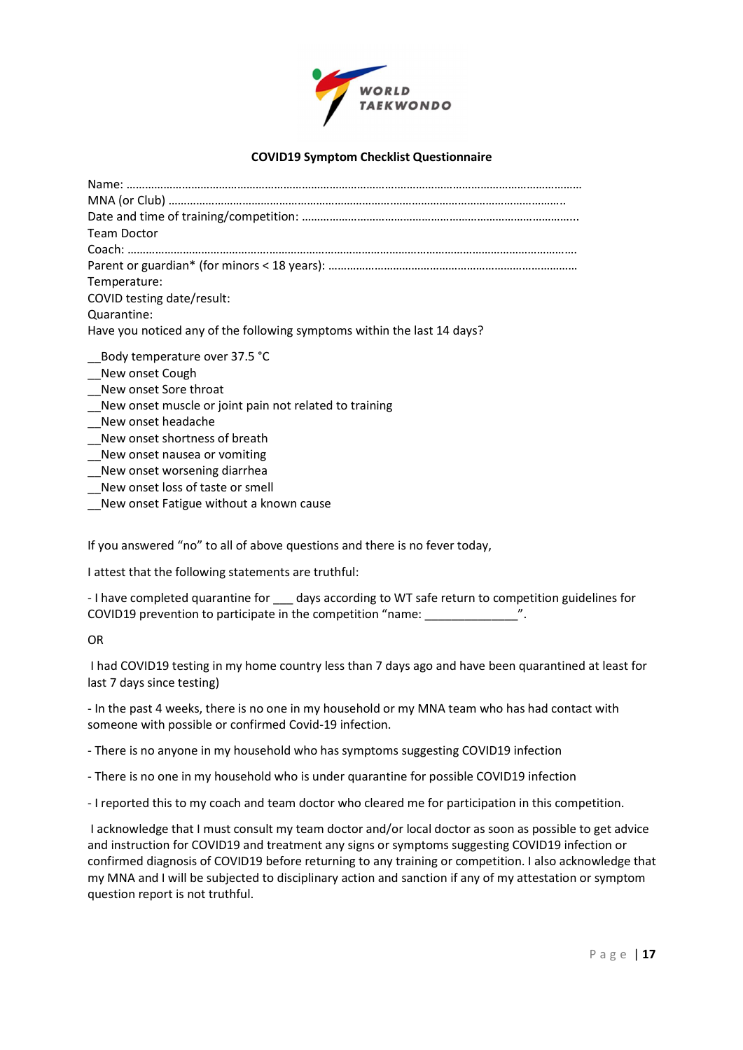**COVID19 Symptom Checklist Questionnaire**

Name: ……………………………………………………………………………………………………………………………………
MNA (or Club) ……………………………………………………………………………………………………………………..
Date and time of training/competition: ………………………………………………………………………………..
Team Doctor
Coach: ……………………………………………………………………………………………………………………………….
Parent or guardian* (for minors < 18 years): ……………………………………………………………………….
Temperature:
COVID testing date/result:
Quarantine:
Have you noticed any of the following symptoms within the last 14 days?

__Body temperature over 37.5 °C
__New onset Cough
__New onset Sore throat
__New onset muscle or joint pain not related to training
__New onset headache
__New onset shortness of breath
__New onset nausea or vomiting
__New onset worsening diarrhea
__New onset loss of taste or smell
__New onset Fatigue without a known cause

If you answered "no" to all of above questions and there is no fever today,

I attest that the following statements are truthful:

- I have completed quarantine for ___ days according to WT safe return to competition guidelines for COVID19 prevention to participate in the competition "name: ______________".

OR

I had COVID19 testing in my home country less than 7 days ago and have been quarantined at least for last 7 days since testing)

- In the past 4 weeks, there is no one in my household or my MNA team who has had contact with someone with possible or confirmed Covid-19 infection.

- There is no anyone in my household who has symptoms suggesting COVID19 infection

- There is no one in my household who is under quarantine for possible COVID19 infection

- I reported this to my coach and team doctor who cleared me for participation in this competition.

I acknowledge that I must consult my team doctor and/or local doctor as soon as possible to get advice and instruction for COVID19 and treatment any signs or symptoms suggesting COVID19 infection or confirmed diagnosis of COVID19 before returning to any training or competition. I also acknowledge that my MNA and I will be subjected to disciplinary action and sanction if any of my attestation or symptom question report is not truthful.